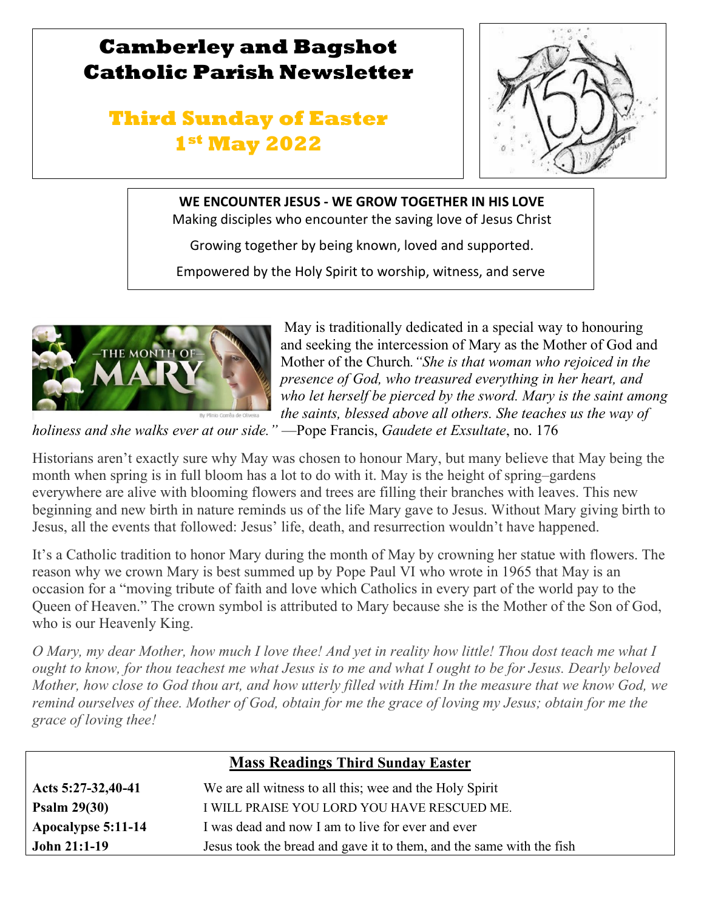# Camberley and Bagshot Catholic Parish Newsletter

## Third Sunday of Easter
## 1st May 2022

**WE ENCOUNTER JESUS - WE GROW TOGETHER IN HIS LOVE**

Making disciples who encounter the saving love of Jesus Christ

Growing together by being known, loved and supported.

Empowered by the Holy Spirit to worship, witness, and serve

May is traditionally dedicated in a special way to honouring and seeking the intercession of Mary as the Mother of God and Mother of the Church. *"She is that woman who rejoiced in the presence of God, who treasured everything in her heart, and who let herself be pierced by the sword. Mary is the saint among the saints, blessed above all others. She teaches us the way of holiness and she walks ever at our side."* —Pope Francis, *Gaudete et Exsultate*, no. 176

Historians aren't exactly sure why May was chosen to honour Mary, but many believe that May being the month when spring is in full bloom has a lot to do with it. May is the height of spring–gardens everywhere are alive with blooming flowers and trees are filling their branches with leaves. This new beginning and new birth in nature reminds us of the life Mary gave to Jesus. Without Mary giving birth to Jesus, all the events that followed: Jesus' life, death, and resurrection wouldn't have happened.

It's a Catholic tradition to honor Mary during the month of May by crowning her statue with flowers. The reason why we crown Mary is best summed up by Pope Paul VI who wrote in 1965 that May is an occasion for a "moving tribute of faith and love which Catholics in every part of the world pay to the Queen of Heaven." The crown symbol is attributed to Mary because she is the Mother of the Son of God, who is our Heavenly King.

*O Mary, my dear Mother, how much I love thee! And yet in reality how little! Thou dost teach me what I ought to know, for thou teachest me what Jesus is to me and what I ought to be for Jesus. Dearly beloved Mother, how close to God thou art, and how utterly filled with Him! In the measure that we know God, we remind ourselves of thee. Mother of God, obtain for me the grace of loving my Jesus; obtain for me the grace of loving thee!*

## Mass Readings Third Sunday Easter

| | |
|---|---|
| **Acts 5:27-32,40-41** | We are all witness to all this; wee and the Holy Spirit |
| **Psalm 29(30)** | I WILL PRAISE YOU LORD YOU HAVE RESCUED ME. |
| **Apocalypse 5:11-14** | I was dead and now I am to live for ever and ever |
| **John 21:1-19** | Jesus took the bread and gave it to them, and the same with the fish |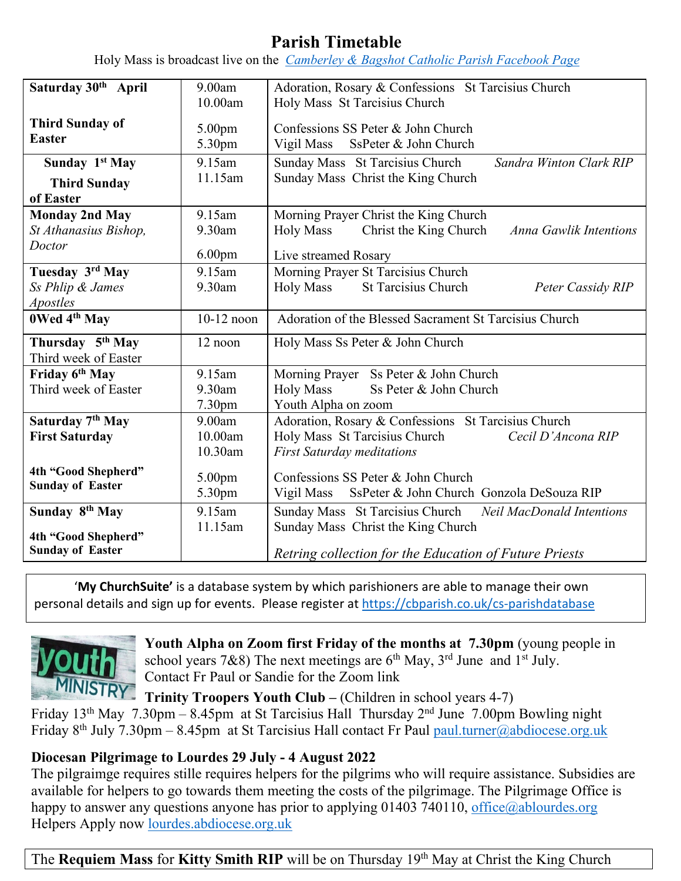# Parish Timetable

Holy Mass is broadcast live on the *Camberley & Bagshot Catholic Parish Facebook Page*

| Day | Time | Details |
|---|---|---|
| **Saturday 30th April**<br><br>**Third Sunday of Easter** | 9.00am<br>10.00am<br><br>5.00pm<br>5.30pm | Adoration, Rosary & Confessions St Tarcisius Church<br>Holy Mass St Tarcisius Church<br><br>Confessions SS Peter & John Church<br>Vigil Mass SsPeter & John Church |
| **Sunday 1st May**<br>**Third Sunday of Easter** | 9.15am<br>11.15am | Sunday Mass St Tarcisius Church *Sandra Winton Clark RIP*<br>Sunday Mass Christ the King Church |
| **Monday 2nd May**<br>*St Athanasius Bishop, Doctor* | 9.15am<br>9.30am<br><br>6.00pm | Morning Prayer Christ the King Church<br>Holy Mass Christ the King Church *Anna Gawlik Intentions*<br><br>Live streamed Rosary |
| **Tuesday 3rd May**<br>*Ss Phlip & James Apostles* | 9.15am<br>9.30am | Morning Prayer St Tarcisius Church<br>Holy Mass St Tarcisius Church *Peter Cassidy RIP* |
| **0Wed 4th May** | 10-12 noon | Adoration of the Blessed Sacrament St Tarcisius Church |
| **Thursday 5th May**<br>Third week of Easter | 12 noon | Holy Mass Ss Peter & John Church |
| **Friday 6th May**<br>Third week of Easter | 9.15am<br>9.30am<br>7.30pm | Morning Prayer Ss Peter & John Church<br>Holy Mass Ss Peter & John Church<br>Youth Alpha on zoom |
| **Saturday 7th May**<br>**First Saturday**<br><br>**4th "Good Shepherd" Sunday of Easter** | 9.00am<br>10.00am<br>10.30am<br><br>5.00pm<br>5.30pm | Adoration, Rosary & Confessions St Tarcisius Church<br>Holy Mass St Tarcisius Church *Cecil D'Ancona RIP*<br>*First Saturday meditations*<br><br>Confessions SS Peter & John Church<br>Vigil Mass SsPeter & John Church Gonzola DeSouza RIP |
| **Sunday 8th May**<br><br>**4th "Good Shepherd" Sunday of Easter** | 9.15am<br>11.15am | Sunday Mass St Tarcisius Church *Neil MacDonald Intentions*<br>Sunday Mass Christ the King Church<br><br>*Retring collection for the Education of Future Priests* |

'**My ChurchSuite'** is a database system by which parishioners are able to manage their own personal details and sign up for events. Please register at https://cbparish.co.uk/cs-parishdatabase

**Youth Alpha on Zoom first Friday of the months at 7.30pm** (young people in school years 7&8) The next meetings are 6th May, 3rd June and 1st July. Contact Fr Paul or Sandie for the Zoom link

**Trinity Troopers Youth Club** – (Children in school years 4-7)
Friday 13th May 7.30pm – 8.45pm at St Tarcisius Hall Thursday 2nd June 7.00pm Bowling night
Friday 8th July 7.30pm – 8.45pm at St Tarcisius Hall contact Fr Paul paul.turner@abdiocese.org.uk

**Diocesan Pilgrimage to Lourdes 29 July - 4 August 2022**
The pilgraimge requires stille requires helpers for the pilgrims who will require assistance. Subsidies are available for helpers to go towards them meeting the costs of the pilgrimage. The Pilgrimage Office is happy to answer any questions anyone has prior to applying 01403 740110, office@ablourdes.org
Helpers Apply now lourdes.abdiocese.org.uk

The **Requiem Mass** for **Kitty Smith RIP** will be on Thursday 19th May at Christ the King Church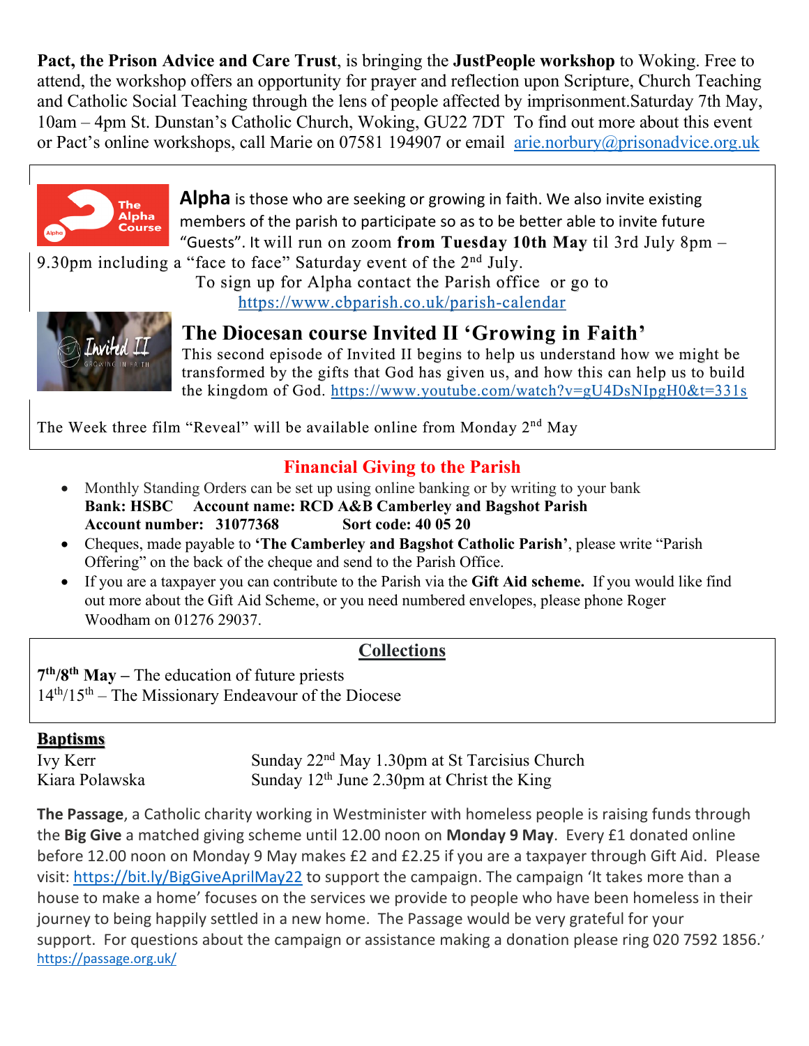**Pact, the Prison Advice and Care Trust**, is bringing the **JustPeople workshop** to Woking. Free to attend, the workshop offers an opportunity for prayer and reflection upon Scripture, Church Teaching and Catholic Social Teaching through the lens of people affected by imprisonment.Saturday 7th May, 10am – 4pm St. Dunstan's Catholic Church, Woking, GU22 7DT To find out more about this event or Pact's online workshops, call Marie on 07581 194907 or email arie.norbury@prisonadvice.org.uk

**Alpha** is those who are seeking or growing in faith. We also invite existing members of the parish to participate so as to be better able to invite future "Guests". It will run on zoom **from Tuesday 10th May** til 3rd July 8pm – 9.30pm including a "face to face" Saturday event of the 2nd July.

To sign up for Alpha contact the Parish office or go to https://www.cbparish.co.uk/parish-calendar

## The Diocesan course Invited II 'Growing in Faith'

This second episode of Invited II begins to help us understand how we might be transformed by the gifts that God has given us, and how this can help us to build the kingdom of God. https://www.youtube.com/watch?v=gU4DsNIpgH0&t=331s

The Week three film "Reveal" will be available online from Monday 2nd May

## Financial Giving to the Parish

- Monthly Standing Orders can be set up using online banking or by writing to your bank
  **Bank: HSBC Account name: RCD A&B Camberley and Bagshot Parish**
  **Account number: 31077368 Sort code: 40 05 20**
- Cheques, made payable to **'The Camberley and Bagshot Catholic Parish'**, please write "Parish Offering" on the back of the cheque and send to the Parish Office.
- If you are a taxpayer you can contribute to the Parish via the **Gift Aid scheme.** If you would like find out more about the Gift Aid Scheme, or you need numbered envelopes, please phone Roger Woodham on 01276 29037.

## Collections

**7th/8th May –** The education of future priests
14th/15th – The Missionary Endeavour of the Diocese

## Baptisms

| | |
|---|---|
| Ivy Kerr | Sunday 22nd May 1.30pm at St Tarcisius Church |
| Kiara Polawska | Sunday 12th June 2.30pm at Christ the King |

**The Passage**, a Catholic charity working in Westminister with homeless people is raising funds through the **Big Give** a matched giving scheme until 12.00 noon on **Monday 9 May**. Every £1 donated online before 12.00 noon on Monday 9 May makes £2 and £2.25 if you are a taxpayer through Gift Aid. Please visit: https://bit.ly/BigGiveAprilMay22 to support the campaign. The campaign 'It takes more than a house to make a home' focuses on the services we provide to people who have been homeless in their journey to being happily settled in a new home. The Passage would be very grateful for your support. For questions about the campaign or assistance making a donation please ring 020 7592 1856.' https://passage.org.uk/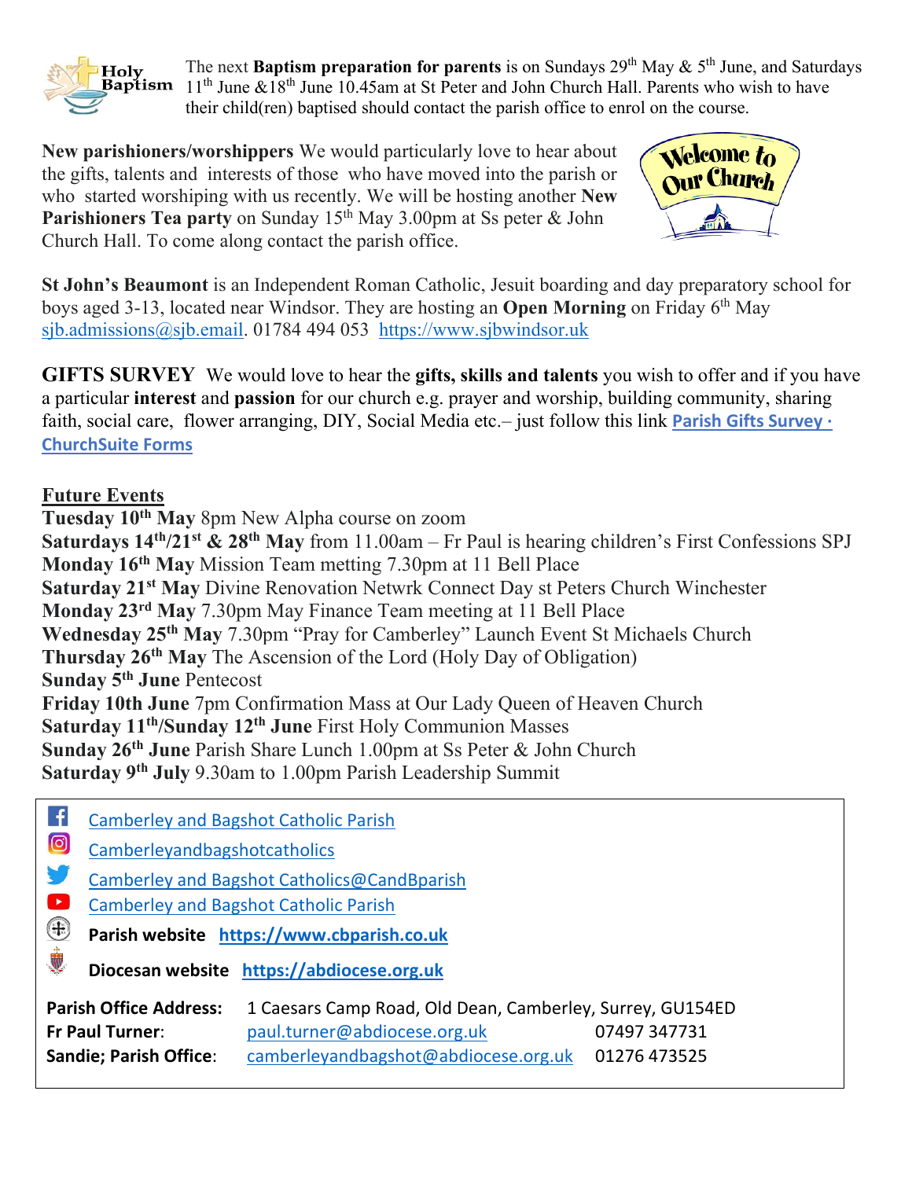The next **Baptism preparation for parents** is on Sundays 29th May & 5th June, and Saturdays 11th June &18th June 10.45am at St Peter and John Church Hall. Parents who wish to have their child(ren) baptised should contact the parish office to enrol on the course.

**New parishioners/worshippers** We would particularly love to hear about the gifts, talents and interests of those who have moved into the parish or who started worshiping with us recently. We will be hosting another **New Parishioners Tea party** on Sunday 15th May 3.00pm at Ss peter & John Church Hall. To come along contact the parish office.

**St John's Beaumont** is an Independent Roman Catholic, Jesuit boarding and day preparatory school for boys aged 3-13, located near Windsor. They are hosting an **Open Morning** on Friday 6th May sjb.admissions@sjb.email. 01784 494 053 https://www.sjbwindsor.uk

**GIFTS SURVEY** We would love to hear the **gifts, skills and talents** you wish to offer and if you have a particular **interest** and **passion** for our church e.g. prayer and worship, building community, sharing faith, social care, flower arranging, DIY, Social Media etc.– just follow this link **Parish Gifts Survey · ChurchSuite Forms**

## Future Events

**Tuesday 10th May** 8pm New Alpha course on zoom  
**Saturdays 14th/21st & 28th May** from 11.00am – Fr Paul is hearing children's First Confessions SPJ  
**Monday 16th May** Mission Team metting 7.30pm at 11 Bell Place  
**Saturday 21st May** Divine Renovation Netwrk Connect Day st Peters Church Winchester  
**Monday 23rd May** 7.30pm May Finance Team meeting at 11 Bell Place  
**Wednesday 25th May** 7.30pm "Pray for Camberley" Launch Event St Michaels Church  
**Thursday 26th May** The Ascension of the Lord (Holy Day of Obligation)  
**Sunday 5th June** Pentecost  
**Friday 10th June** 7pm Confirmation Mass at Our Lady Queen of Heaven Church  
**Saturday 11th/Sunday 12th June** First Holy Communion Masses  
**Sunday 26th June** Parish Share Lunch 1.00pm at Ss Peter & John Church  
**Saturday 9th July** 9.30am to 1.00pm Parish Leadership Summit

Camberley and Bagshot Catholic Parish  
Camberleyandbagshotcatholics  
Camberley and Bagshot Catholics@CandBparish  
Camberley and Bagshot Catholic Parish  
**Parish website** **https://www.cbparish.co.uk**  
**Diocesan website** **https://abdiocese.org.uk**

| | | |
|---|---|---|
| **Parish Office Address:** | 1 Caesars Camp Road, Old Dean, Camberley, Surrey, GU154ED | |
| **Fr Paul Turner**: | paul.turner@abdiocese.org.uk | 07497 347731 |
| **Sandie; Parish Office**: | camberleyandbagshot@abdiocese.org.uk | 01276 473525 |